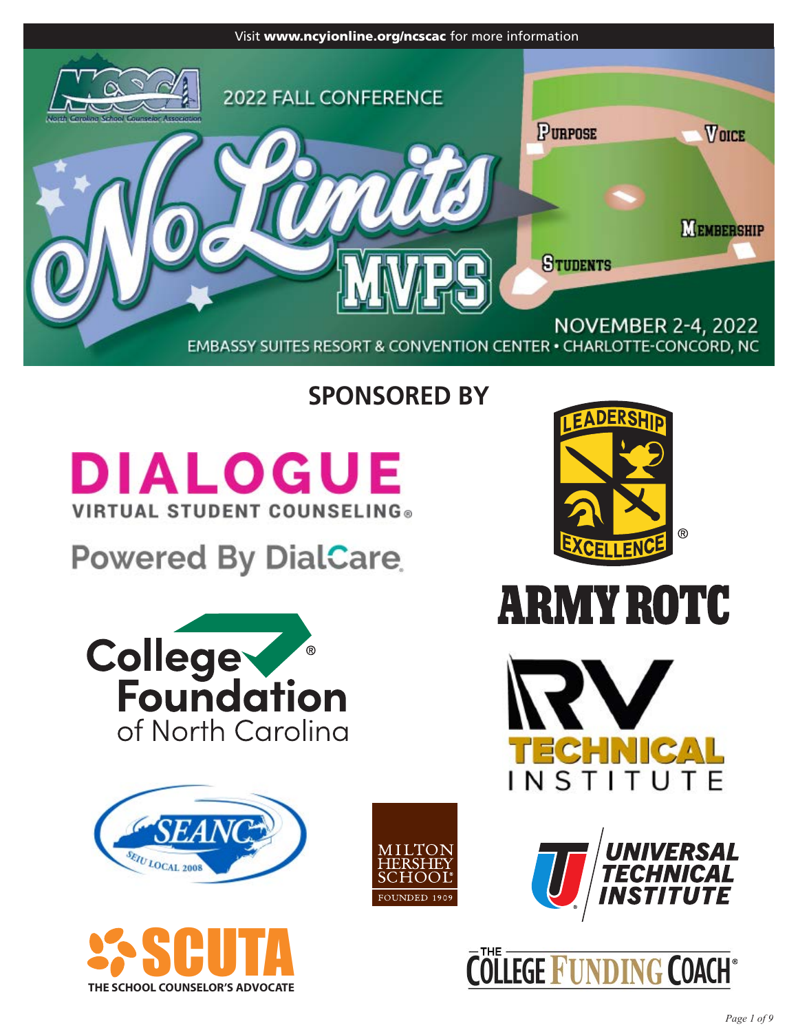Visit **www.ncyionline.org/ncscac** for more information

North Carolina School Counselor Association

# 2022 FALL CONFERENCE

# No Limits MVPS

PURPOSE · VOICE · MEMBERSHIP · STUDENTS

NOVEMBER 2-4, 2022

EMBASSY SUITES RESORT & CONVENTION CENTER • CHARLOTTE-CONCORD, NC

## SPONSORED BY

DIALOGUE VIRTUAL STUDENT COUNSELING®
Powered By DialCare

LEADERSHIP EXCELLENCE® ARMY ROTC

College Foundation® of North Carolina

RV TECHNICAL INSTITUTE

SEANC SEIU LOCAL 2008

MILTON HERSHEY SCHOOL® FOUNDED 1909

UNIVERSAL TECHNICAL INSTITUTE

SCUTA THE SCHOOL COUNSELOR'S ADVOCATE

THE COLLEGE FUNDING COACH®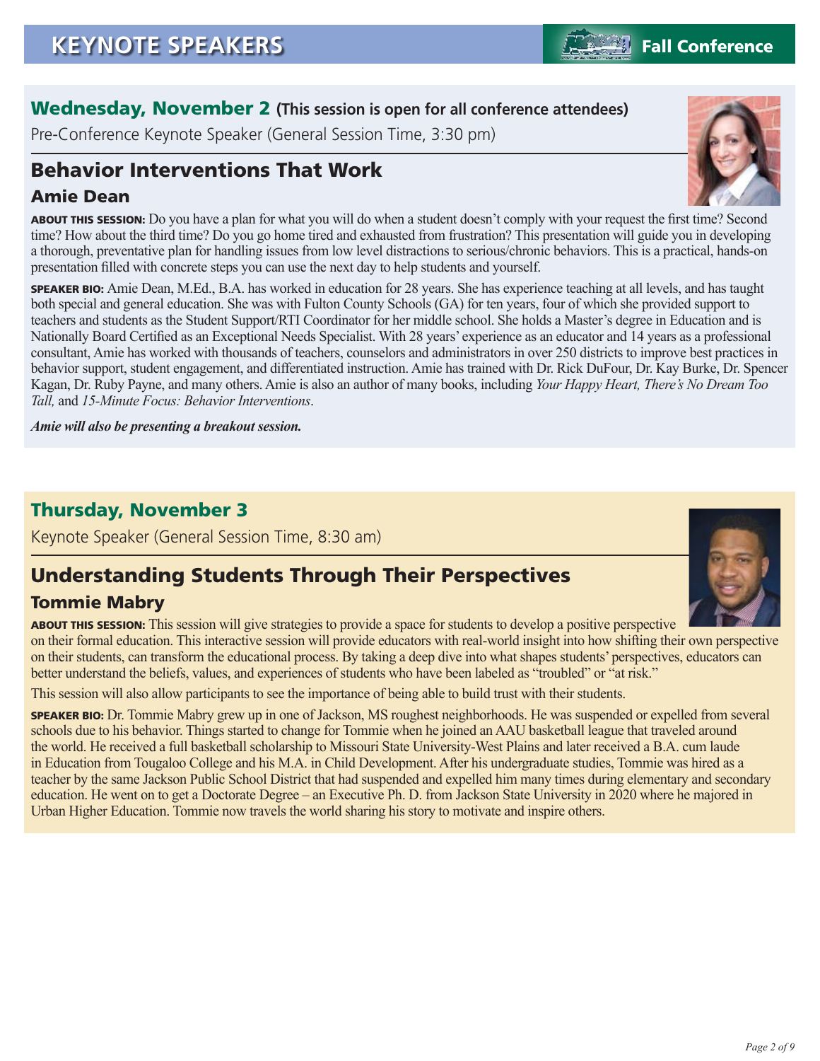# KEYNOTE SPEAKERS

## Wednesday, November 2 (This session is open for all conference attendees)

Pre-Conference Keynote Speaker (General Session Time, 3:30 pm)

## Behavior Interventions That Work

### Amie Dean

**ABOUT THIS SESSION:** Do you have a plan for what you will do when a student doesn't comply with your request the first time? Second time? How about the third time? Do you go home tired and exhausted from frustration? This presentation will guide you in developing a thorough, preventative plan for handling issues from low level distractions to serious/chronic behaviors. This is a practical, hands-on presentation filled with concrete steps you can use the next day to help students and yourself.

**SPEAKER BIO:** Amie Dean, M.Ed., B.A. has worked in education for 28 years. She has experience teaching at all levels, and has taught both special and general education. She was with Fulton County Schools (GA) for ten years, four of which she provided support to teachers and students as the Student Support/RTI Coordinator for her middle school. She holds a Master's degree in Education and is Nationally Board Certified as an Exceptional Needs Specialist. With 28 years' experience as an educator and 14 years as a professional consultant, Amie has worked with thousands of teachers, counselors and administrators in over 250 districts to improve best practices in behavior support, student engagement, and differentiated instruction. Amie has trained with Dr. Rick DuFour, Dr. Kay Burke, Dr. Spencer Kagan, Dr. Ruby Payne, and many others. Amie is also an author of many books, including *Your Happy Heart, There's No Dream Too Tall,* and *15-Minute Focus: Behavior Interventions*.

***Amie will also be presenting a breakout session.***

## Thursday, November 3

Keynote Speaker (General Session Time, 8:30 am)

## Understanding Students Through Their Perspectives

### Tommie Mabry

**ABOUT THIS SESSION:** This session will give strategies to provide a space for students to develop a positive perspective on their formal education. This interactive session will provide educators with real-world insight into how shifting their own perspective on their students, can transform the educational process. By taking a deep dive into what shapes students' perspectives, educators can better understand the beliefs, values, and experiences of students who have been labeled as "troubled" or "at risk."

This session will also allow participants to see the importance of being able to build trust with their students.

**SPEAKER BIO:** Dr. Tommie Mabry grew up in one of Jackson, MS roughest neighborhoods. He was suspended or expelled from several schools due to his behavior. Things started to change for Tommie when he joined an AAU basketball league that traveled around the world. He received a full basketball scholarship to Missouri State University-West Plains and later received a B.A. cum laude in Education from Tougaloo College and his M.A. in Child Development. After his undergraduate studies, Tommie was hired as a teacher by the same Jackson Public School District that had suspended and expelled him many times during elementary and secondary education. He went on to get a Doctorate Degree – an Executive Ph. D. from Jackson State University in 2020 where he majored in Urban Higher Education. Tommie now travels the world sharing his story to motivate and inspire others.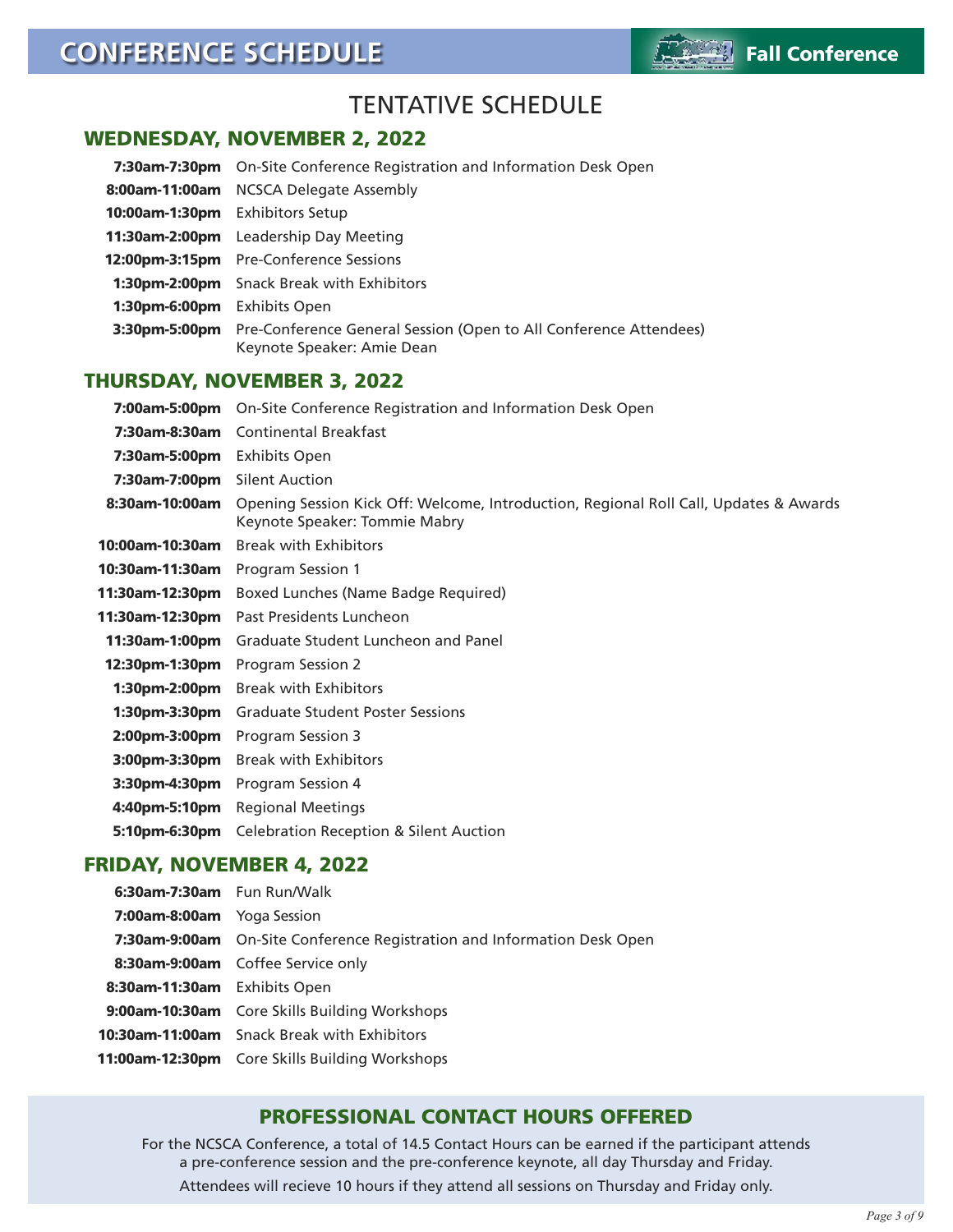# CONFERENCE SCHEDULE

**Fall Conference**

## TENTATIVE SCHEDULE

### WEDNESDAY, NOVEMBER 2, 2022

| | |
|---|---|
| **7:30am-7:30pm** | On-Site Conference Registration and Information Desk Open |
| **8:00am-11:00am** | NCSCA Delegate Assembly |
| **10:00am-1:30pm** | Exhibitors Setup |
| **11:30am-2:00pm** | Leadership Day Meeting |
| **12:00pm-3:15pm** | Pre-Conference Sessions |
| **1:30pm-2:00pm** | Snack Break with Exhibitors |
| **1:30pm-6:00pm** | Exhibits Open |
| **3:30pm-5:00pm** | Pre-Conference General Session (Open to All Conference Attendees) Keynote Speaker: Amie Dean |

### THURSDAY, NOVEMBER 3, 2022

| | |
|---|---|
| **7:00am-5:00pm** | On-Site Conference Registration and Information Desk Open |
| **7:30am-8:30am** | Continental Breakfast |
| **7:30am-5:00pm** | Exhibits Open |
| **7:30am-7:00pm** | Silent Auction |
| **8:30am-10:00am** | Opening Session Kick Off: Welcome, Introduction, Regional Roll Call, Updates & Awards Keynote Speaker: Tommie Mabry |
| **10:00am-10:30am** | Break with Exhibitors |
| **10:30am-11:30am** | Program Session 1 |
| **11:30am-12:30pm** | Boxed Lunches (Name Badge Required) |
| **11:30am-12:30pm** | Past Presidents Luncheon |
| **11:30am-1:00pm** | Graduate Student Luncheon and Panel |
| **12:30pm-1:30pm** | Program Session 2 |
| **1:30pm-2:00pm** | Break with Exhibitors |
| **1:30pm-3:30pm** | Graduate Student Poster Sessions |
| **2:00pm-3:00pm** | Program Session 3 |
| **3:00pm-3:30pm** | Break with Exhibitors |
| **3:30pm-4:30pm** | Program Session 4 |
| **4:40pm-5:10pm** | Regional Meetings |
| **5:10pm-6:30pm** | Celebration Reception & Silent Auction |

### FRIDAY, NOVEMBER 4, 2022

| | |
|---|---|
| **6:30am-7:30am** | Fun Run/Walk |
| **7:00am-8:00am** | Yoga Session |
| **7:30am-9:00am** | On-Site Conference Registration and Information Desk Open |
| **8:30am-9:00am** | Coffee Service only |
| **8:30am-11:30am** | Exhibits Open |
| **9:00am-10:30am** | Core Skills Building Workshops |
| **10:30am-11:00am** | Snack Break with Exhibitors |
| **11:00am-12:30pm** | Core Skills Building Workshops |

### PROFESSIONAL CONTACT HOURS OFFERED

For the NCSCA Conference, a total of 14.5 Contact Hours can be earned if the participant attends a pre-conference session and the pre-conference keynote, all day Thursday and Friday.

Attendees will recieve 10 hours if they attend all sessions on Thursday and Friday only.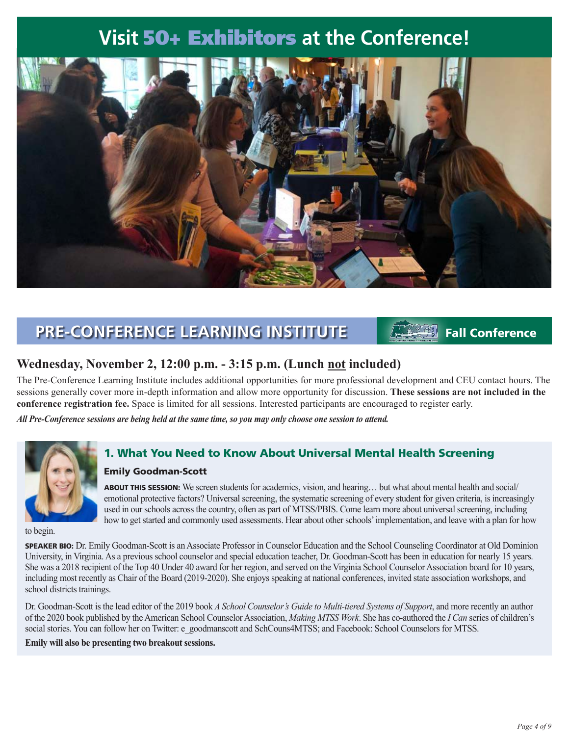# Visit 50+ Exhibitors at the Conference!

## PRE-CONFERENCE LEARNING INSTITUTE

**Fall Conference**

### Wednesday, November 2, 12:00 p.m. - 3:15 p.m. (Lunch not included)

The Pre-Conference Learning Institute includes additional opportunities for more professional development and CEU contact hours. The sessions generally cover more in-depth information and allow more opportunity for discussion. **These sessions are not included in the conference registration fee.** Space is limited for all sessions. Interested participants are encouraged to register early.

***All Pre-Conference sessions are being held at the same time, so you may only choose one session to attend.***

### 1. What You Need to Know About Universal Mental Health Screening

**Emily Goodman-Scott**

**ABOUT THIS SESSION:** We screen students for academics, vision, and hearing… but what about mental health and social/emotional protective factors? Universal screening, the systematic screening of every student for given criteria, is increasingly used in our schools across the country, often as part of MTSS/PBIS. Come learn more about universal screening, including how to get started and commonly used assessments. Hear about other schools' implementation, and leave with a plan for how to begin.

**SPEAKER BIO:** Dr. Emily Goodman-Scott is an Associate Professor in Counselor Education and the School Counseling Coordinator at Old Dominion University, in Virginia. As a previous school counselor and special education teacher, Dr. Goodman-Scott has been in education for nearly 15 years. She was a 2018 recipient of the Top 40 Under 40 award for her region, and served on the Virginia School Counselor Association board for 10 years, including most recently as Chair of the Board (2019-2020). She enjoys speaking at national conferences, invited state association workshops, and school districts trainings.

Dr. Goodman-Scott is the lead editor of the 2019 book *A School Counselor's Guide to Multi-tiered Systems of Support*, and more recently an author of the 2020 book published by the American School Counselor Association, *Making MTSS Work*. She has co-authored the *I Can* series of children's social stories. You can follow her on Twitter: e_goodmanscott and SchCouns4MTSS; and Facebook: School Counselors for MTSS.

**Emily will also be presenting two breakout sessions.**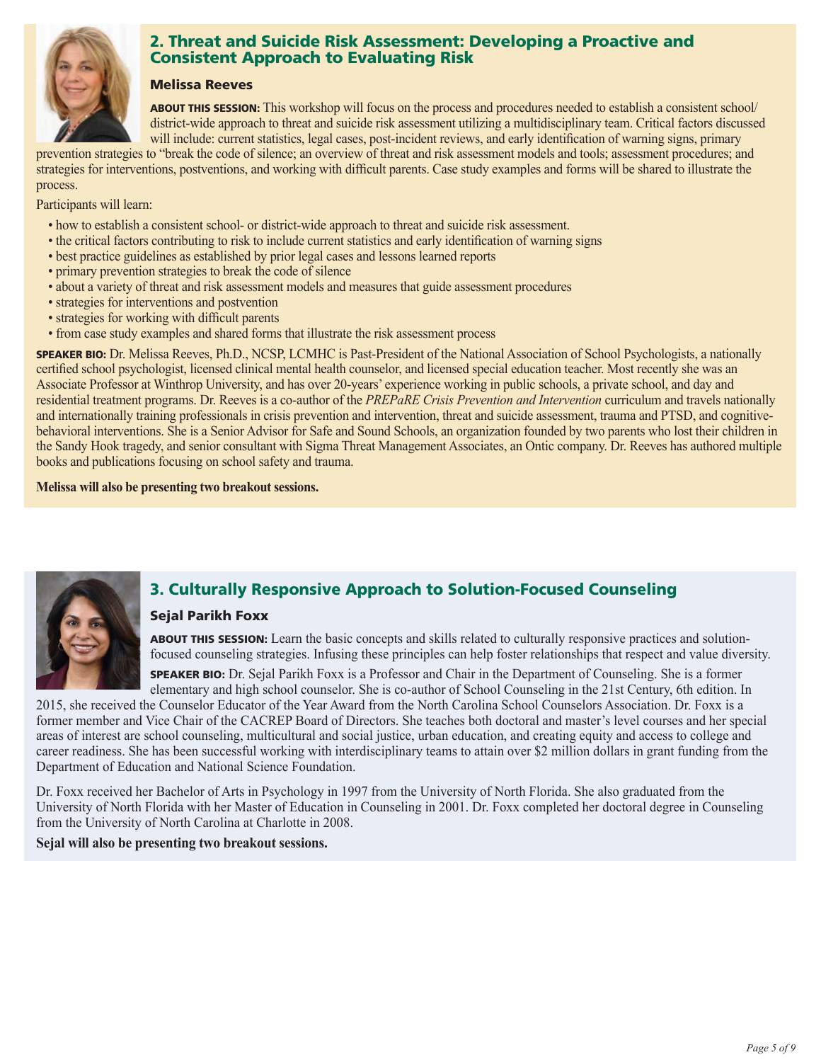## 2. Threat and Suicide Risk Assessment: Developing a Proactive and Consistent Approach to Evaluating Risk

### Melissa Reeves

**ABOUT THIS SESSION:** This workshop will focus on the process and procedures needed to establish a consistent school/district-wide approach to threat and suicide risk assessment utilizing a multidisciplinary team. Critical factors discussed will include: current statistics, legal cases, post-incident reviews, and early identification of warning signs, primary prevention strategies to "break the code of silence; an overview of threat and risk assessment models and tools; assessment procedures; and strategies for interventions, postventions, and working with difficult parents. Case study examples and forms will be shared to illustrate the process.

Participants will learn:

- how to establish a consistent school- or district-wide approach to threat and suicide risk assessment.
- the critical factors contributing to risk to include current statistics and early identification of warning signs
- best practice guidelines as established by prior legal cases and lessons learned reports
- primary prevention strategies to break the code of silence
- about a variety of threat and risk assessment models and measures that guide assessment procedures
- strategies for interventions and postvention
- strategies for working with difficult parents
- from case study examples and shared forms that illustrate the risk assessment process

**SPEAKER BIO:** Dr. Melissa Reeves, Ph.D., NCSP, LCMHC is Past-President of the National Association of School Psychologists, a nationally certified school psychologist, licensed clinical mental health counselor, and licensed special education teacher. Most recently she was an Associate Professor at Winthrop University, and has over 20-years' experience working in public schools, a private school, and day and residential treatment programs. Dr. Reeves is a co-author of the *PREPaRE Crisis Prevention and Intervention* curriculum and travels nationally and internationally training professionals in crisis prevention and intervention, threat and suicide assessment, trauma and PTSD, and cognitive-behavioral interventions. She is a Senior Advisor for Safe and Sound Schools, an organization founded by two parents who lost their children in the Sandy Hook tragedy, and senior consultant with Sigma Threat Management Associates, an Ontic company. Dr. Reeves has authored multiple books and publications focusing on school safety and trauma.

**Melissa will also be presenting two breakout sessions.**

## 3. Culturally Responsive Approach to Solution-Focused Counseling

### Sejal Parikh Foxx

**ABOUT THIS SESSION:** Learn the basic concepts and skills related to culturally responsive practices and solution-focused counseling strategies. Infusing these principles can help foster relationships that respect and value diversity.

**SPEAKER BIO:** Dr. Sejal Parikh Foxx is a Professor and Chair in the Department of Counseling. She is a former elementary and high school counselor. She is co-author of School Counseling in the 21st Century, 6th edition. In 2015, she received the Counselor Educator of the Year Award from the North Carolina School Counselors Association. Dr. Foxx is a former member and Vice Chair of the CACREP Board of Directors. She teaches both doctoral and master's level courses and her special areas of interest are school counseling, multicultural and social justice, urban education, and creating equity and access to college and career readiness. She has been successful working with interdisciplinary teams to attain over $2 million dollars in grant funding from the Department of Education and National Science Foundation.

Dr. Foxx received her Bachelor of Arts in Psychology in 1997 from the University of North Florida. She also graduated from the University of North Florida with her Master of Education in Counseling in 2001. Dr. Foxx completed her doctoral degree in Counseling from the University of North Carolina at Charlotte in 2008.

**Sejal will also be presenting two breakout sessions.**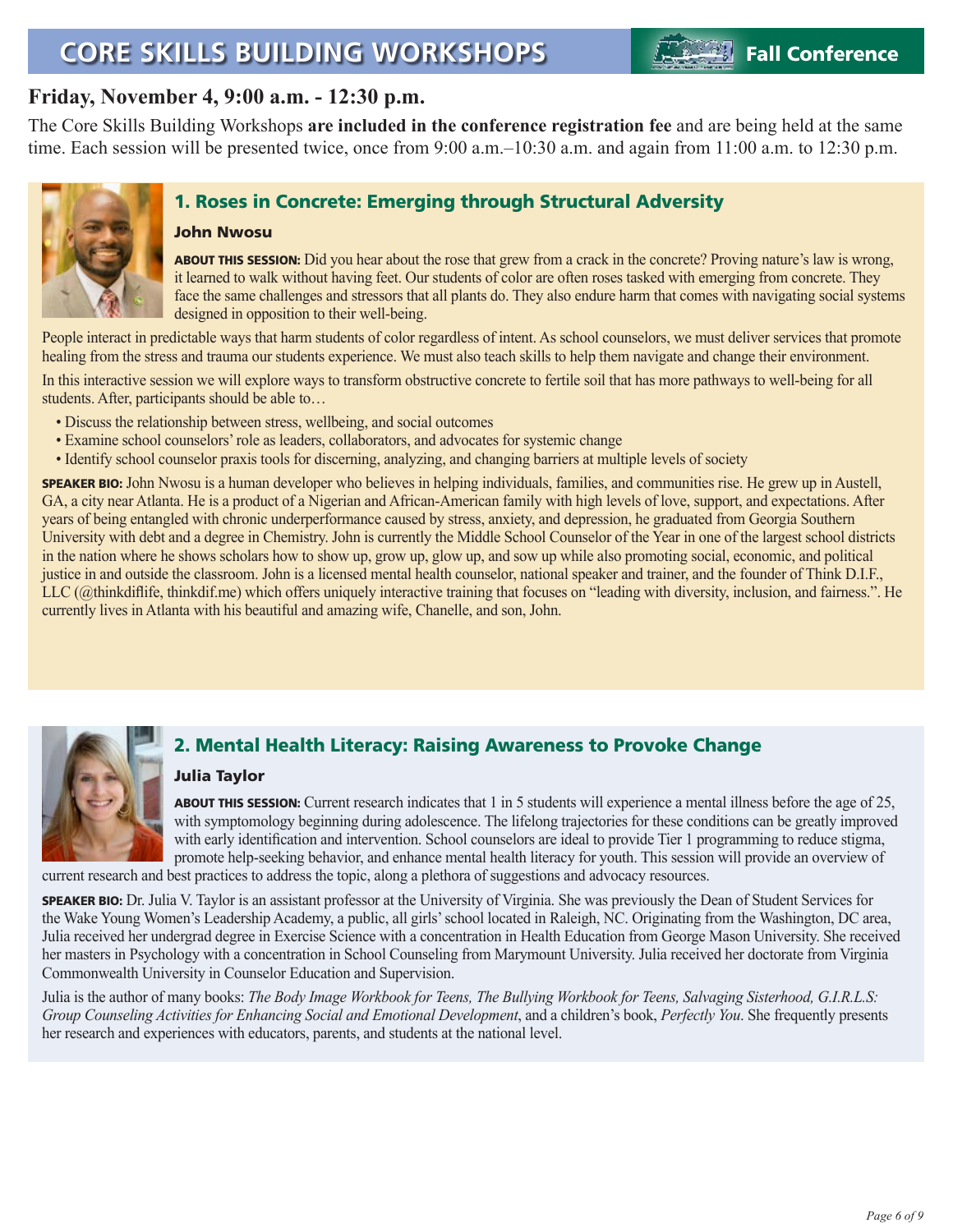# CORE SKILLS BUILDING WORKSHOPS

**Fall Conference**

## Friday, November 4, 9:00 a.m. - 12:30 p.m.

The Core Skills Building Workshops **are included in the conference registration fee** and are being held at the same time. Each session will be presented twice, once from 9:00 a.m.–10:30 a.m. and again from 11:00 a.m. to 12:30 p.m.

### 1. Roses in Concrete: Emerging through Structural Adversity

**John Nwosu**

**ABOUT THIS SESSION:** Did you hear about the rose that grew from a crack in the concrete? Proving nature's law is wrong, it learned to walk without having feet. Our students of color are often roses tasked with emerging from concrete. They face the same challenges and stressors that all plants do. They also endure harm that comes with navigating social systems designed in opposition to their well-being.

People interact in predictable ways that harm students of color regardless of intent. As school counselors, we must deliver services that promote healing from the stress and trauma our students experience. We must also teach skills to help them navigate and change their environment.

In this interactive session we will explore ways to transform obstructive concrete to fertile soil that has more pathways to well-being for all students. After, participants should be able to…

- Discuss the relationship between stress, wellbeing, and social outcomes
- Examine school counselors' role as leaders, collaborators, and advocates for systemic change
- Identify school counselor praxis tools for discerning, analyzing, and changing barriers at multiple levels of society

**SPEAKER BIO:** John Nwosu is a human developer who believes in helping individuals, families, and communities rise. He grew up in Austell, GA, a city near Atlanta. He is a product of a Nigerian and African-American family with high levels of love, support, and expectations. After years of being entangled with chronic underperformance caused by stress, anxiety, and depression, he graduated from Georgia Southern University with debt and a degree in Chemistry. John is currently the Middle School Counselor of the Year in one of the largest school districts in the nation where he shows scholars how to show up, grow up, glow up, and sow up while also promoting social, economic, and political justice in and outside the classroom. John is a licensed mental health counselor, national speaker and trainer, and the founder of Think D.I.F., LLC (@thinkdiflife, thinkdif.me) which offers uniquely interactive training that focuses on "leading with diversity, inclusion, and fairness.". He currently lives in Atlanta with his beautiful and amazing wife, Chanelle, and son, John.

### 2. Mental Health Literacy: Raising Awareness to Provoke Change

**Julia Taylor**

**ABOUT THIS SESSION:** Current research indicates that 1 in 5 students will experience a mental illness before the age of 25, with symptomology beginning during adolescence. The lifelong trajectories for these conditions can be greatly improved with early identification and intervention. School counselors are ideal to provide Tier 1 programming to reduce stigma, promote help-seeking behavior, and enhance mental health literacy for youth. This session will provide an overview of current research and best practices to address the topic, along a plethora of suggestions and advocacy resources.

**SPEAKER BIO:** Dr. Julia V. Taylor is an assistant professor at the University of Virginia. She was previously the Dean of Student Services for the Wake Young Women's Leadership Academy, a public, all girls' school located in Raleigh, NC. Originating from the Washington, DC area, Julia received her undergrad degree in Exercise Science with a concentration in Health Education from George Mason University. She received her masters in Psychology with a concentration in School Counseling from Marymount University. Julia received her doctorate from Virginia Commonwealth University in Counselor Education and Supervision.

Julia is the author of many books: *The Body Image Workbook for Teens, The Bullying Workbook for Teens, Salvaging Sisterhood, G.I.R.L.S: Group Counseling Activities for Enhancing Social and Emotional Development*, and a children's book, *Perfectly You*. She frequently presents her research and experiences with educators, parents, and students at the national level.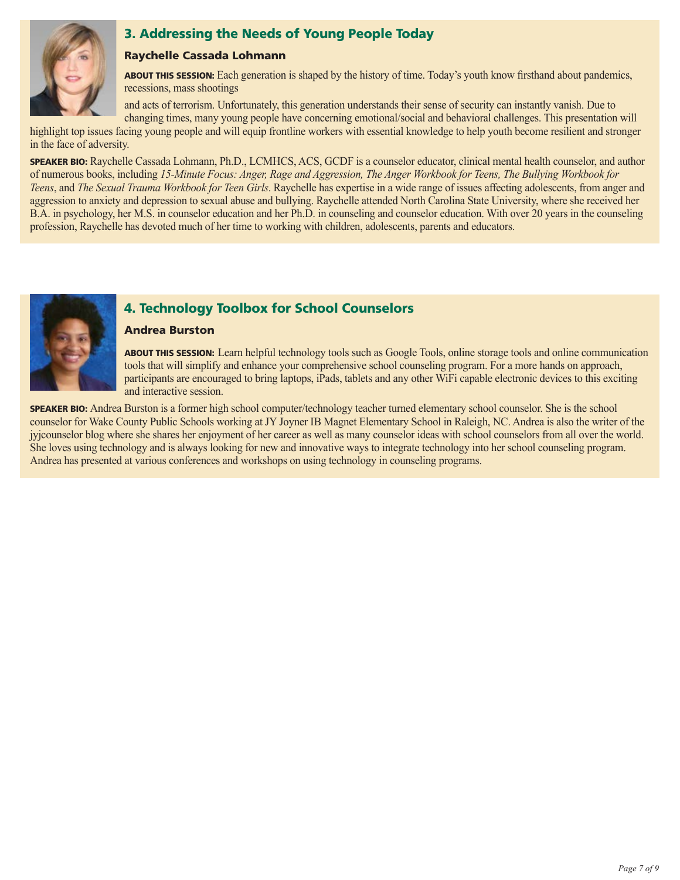## 3. Addressing the Needs of Young People Today

### Raychelle Cassada Lohmann

**ABOUT THIS SESSION:** Each generation is shaped by the history of time. Today's youth know firsthand about pandemics, recessions, mass shootings and acts of terrorism. Unfortunately, this generation understands their sense of security can instantly vanish. Due to changing times, many young people have concerning emotional/social and behavioral challenges. This presentation will highlight top issues facing young people and will equip frontline workers with essential knowledge to help youth become resilient and stronger in the face of adversity.

**SPEAKER BIO:** Raychelle Cassada Lohmann, Ph.D., LCMHCS, ACS, GCDF is a counselor educator, clinical mental health counselor, and author of numerous books, including *15-Minute Focus: Anger, Rage and Aggression, The Anger Workbook for Teens, The Bullying Workbook for Teens*, and *The Sexual Trauma Workbook for Teen Girls*. Raychelle has expertise in a wide range of issues affecting adolescents, from anger and aggression to anxiety and depression to sexual abuse and bullying. Raychelle attended North Carolina State University, where she received her B.A. in psychology, her M.S. in counselor education and her Ph.D. in counseling and counselor education. With over 20 years in the counseling profession, Raychelle has devoted much of her time to working with children, adolescents, parents and educators.

## 4. Technology Toolbox for School Counselors

### Andrea Burston

**ABOUT THIS SESSION:** Learn helpful technology tools such as Google Tools, online storage tools and online communication tools that will simplify and enhance your comprehensive school counseling program. For a more hands on approach, participants are encouraged to bring laptops, iPads, tablets and any other WiFi capable electronic devices to this exciting and interactive session.

**SPEAKER BIO:** Andrea Burston is a former high school computer/technology teacher turned elementary school counselor. She is the school counselor for Wake County Public Schools working at JY Joyner IB Magnet Elementary School in Raleigh, NC. Andrea is also the writer of the jyjcounselor blog where she shares her enjoyment of her career as well as many counselor ideas with school counselors from all over the world. She loves using technology and is always looking for new and innovative ways to integrate technology into her school counseling program. Andrea has presented at various conferences and workshops on using technology in counseling programs.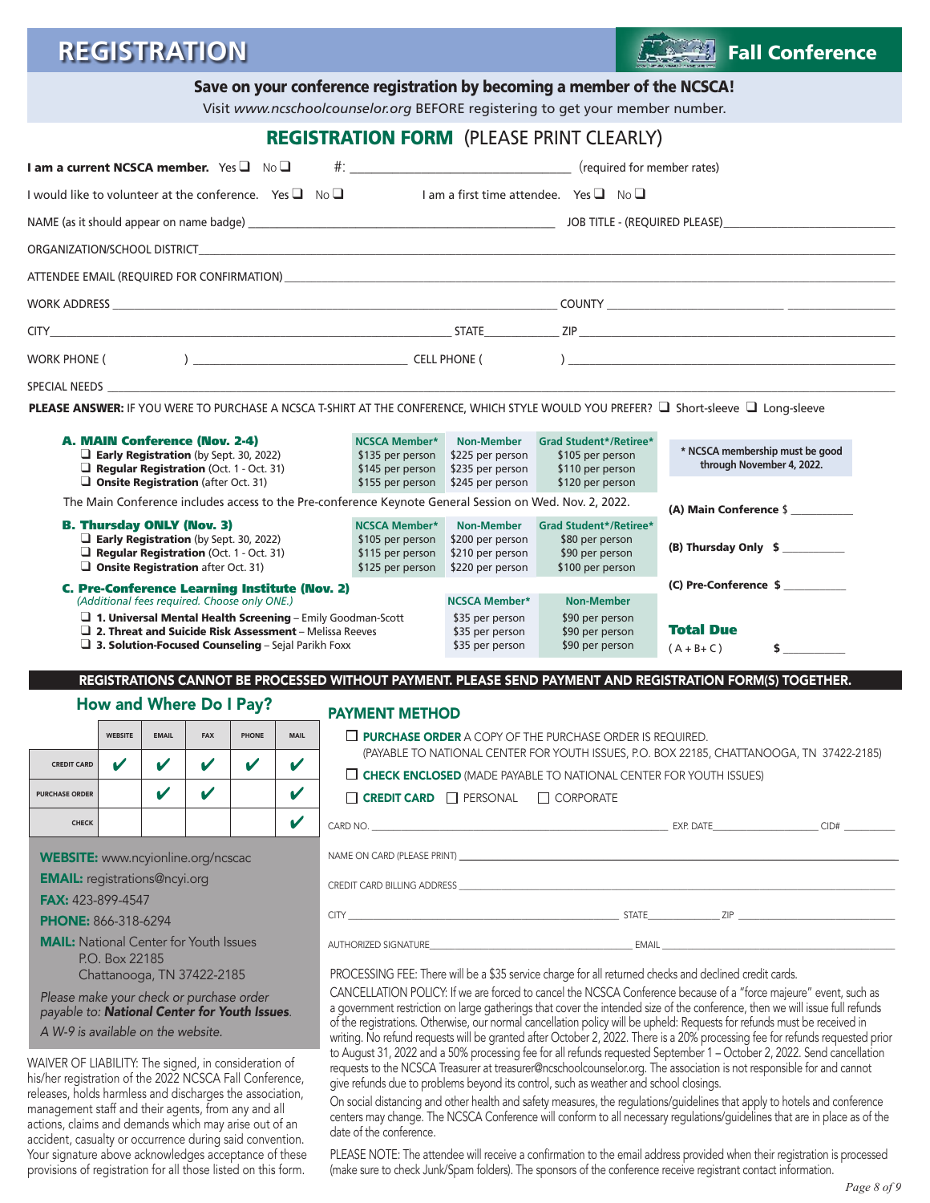# REGISTRATION

**Fall Conference**

**Save on your conference registration by becoming a member of the NCSCA!**

Visit *www.ncschoolcounselor.org* BEFORE registering to get your member number.

## REGISTRATION FORM (PLEASE PRINT CLEARLY)

**I am a current NCSCA member.** Yes ❑ No ❑ #: ______________________ (required for member rates)

I would like to volunteer at the conference. Yes ❑ No ❑ I am a first time attendee. Yes ❑ No ❑

NAME (as it should appear on name badge) ______________________ JOB TITLE - (REQUIRED PLEASE) ______________________

ORGANIZATION/SCHOOL DISTRICT ______________________

ATTENDEE EMAIL (REQUIRED FOR CONFIRMATION) ______________________

WORK ADDRESS ______________________ COUNTY ______________________

CITY ______________________ STATE ________ ZIP ______________________

WORK PHONE ( ) ______________________ CELL PHONE ( ) ______________________

SPECIAL NEEDS ______________________

**PLEASE ANSWER:** IF YOU WERE TO PURCHASE A NCSCA T-SHIRT AT THE CONFERENCE, WHICH STYLE WOULD YOU PREFER? ❑ Short-sleeve ❑ Long-sleeve

| **A. MAIN Conference (Nov. 2-4)** | NCSCA Member* | Non-Member | Grad Student*/Retiree* |
|---|---|---|---|
| ❑ **Early Registration** (by Sept. 30, 2022) | $135 per person | $225 per person | $105 per person |
| ❑ **Regular Registration** (Oct. 1 - Oct. 31) | $145 per person | $235 per person | $110 per person |
| ❑ **Onsite Registration** (after Oct. 31) | $155 per person | $245 per person | $120 per person |

\* NCSCA membership must be good through November 4, 2022.

The Main Conference includes access to the Pre-conference Keynote General Session on Wed. Nov. 2, 2022.

| **B. Thursday ONLY (Nov. 3)** | NCSCA Member* | Non-Member | Grad Student*/Retiree* |
|---|---|---|---|
| ❑ **Early Registration** (by Sept. 30, 2022) | $105 per person | $200 per person | $80 per person |
| ❑ **Regular Registration** (Oct. 1 - Oct. 31) | $115 per person | $210 per person | $90 per person |
| ❑ **Onsite Registration** after Oct. 31) | $125 per person | $220 per person | $100 per person |

| **C. Pre-Conference Learning Institute (Nov. 2)** *(Additional fees required. Choose only ONE.)* | NCSCA Member* | Non-Member |
|---|---|---|
| ❑ **1. Universal Mental Health Screening** – Emily Goodman-Scott | $35 per person | $90 per person |
| ❑ **2. Threat and Suicide Risk Assessment** – Melissa Reeves | $35 per person | $90 per person |
| ❑ **3. Solution-Focused Counseling** – Sejal Parikh Foxx | $35 per person | $90 per person |

**(A) Main Conference** $ __________

**(B) Thursday Only** $ __________

**(C) Pre-Conference** $ __________

**Total Due** (A + B + C) $ __________

**REGISTRATIONS CANNOT BE PROCESSED WITHOUT PAYMENT. PLEASE SEND PAYMENT AND REGISTRATION FORM(S) TOGETHER.**

## How and Where Do I Pay?

| | WEBSITE | EMAIL | FAX | PHONE | MAIL |
|---|---|---|---|---|---|
| CREDIT CARD | ✔ | ✔ | ✔ | ✔ | ✔ |
| PURCHASE ORDER | | ✔ | ✔ | | ✔ |
| CHECK | | | | | ✔ |

**WEBSITE:** www.ncyionline.org/ncscac

**EMAIL:** registrations@ncyi.org

**FAX:** 423-899-4547

**PHONE:** 866-318-6294

**MAIL:** National Center for Youth Issues
P.O. Box 22185
Chattanooga, TN 37422-2185

*Please make your check or purchase order payable to:* ***National Center for Youth Issues****.*

*A W-9 is available on the website.*

WAIVER OF LIABILITY: The signed, in consideration of his/her registration of the 2022 NCSCA Fall Conference, releases, holds harmless and discharges the association, management staff and their agents, from any and all actions, claims and demands which may arise out of an accident, casualty or occurrence during said convention. Your signature above acknowledges acceptance of these provisions of registration for all those listed on this form.

## PAYMENT METHOD

❑ **PURCHASE ORDER** A COPY OF THE PURCHASE ORDER IS REQUIRED.
(PAYABLE TO NATIONAL CENTER FOR YOUTH ISSUES, P.O. BOX 22185, CHATTANOOGA, TN 37422-2185)

❑ **CHECK ENCLOSED** (MADE PAYABLE TO NATIONAL CENTER FOR YOUTH ISSUES)

❑ **CREDIT CARD** ❑ PERSONAL ❑ CORPORATE

CARD NO. ______________________ EXP. DATE ____________ CID# ________

NAME ON CARD (PLEASE PRINT) ______________________

CREDIT CARD BILLING ADDRESS ______________________

CITY ______________________ STATE ________ ZIP ______________________

AUTHORIZED SIGNATURE ______________________ EMAIL ______________________

PROCESSING FEE: There will be a $35 service charge for all returned checks and declined credit cards.

CANCELLATION POLICY: If we are forced to cancel the NCSCA Conference because of a "force majeure" event, such as a government restriction on large gatherings that cover the intended size of the conference, then we will issue full refunds of the registrations. Otherwise, our normal cancellation policy will be upheld: Requests for refunds must be received in writing. No refund requests will be granted after October 2, 2022. There is a 20% processing fee for refunds requested prior to August 31, 2022 and a 50% processing fee for all refunds requested September 1 – October 2, 2022. Send cancellation requests to the NCSCA Treasurer at treasurer@ncschoolcounselor.org. The association is not responsible for and cannot give refunds due to problems beyond its control, such as weather and school closings.

On social distancing and other health and safety measures, the regulations/guidelines that apply to hotels and conference centers may change. The NCSCA Conference will conform to all necessary regulations/guidelines that are in place as of the date of the conference.

PLEASE NOTE: The attendee will receive a confirmation to the email address provided when their registration is processed (make sure to check Junk/Spam folders). The sponsors of the conference receive registrant contact information.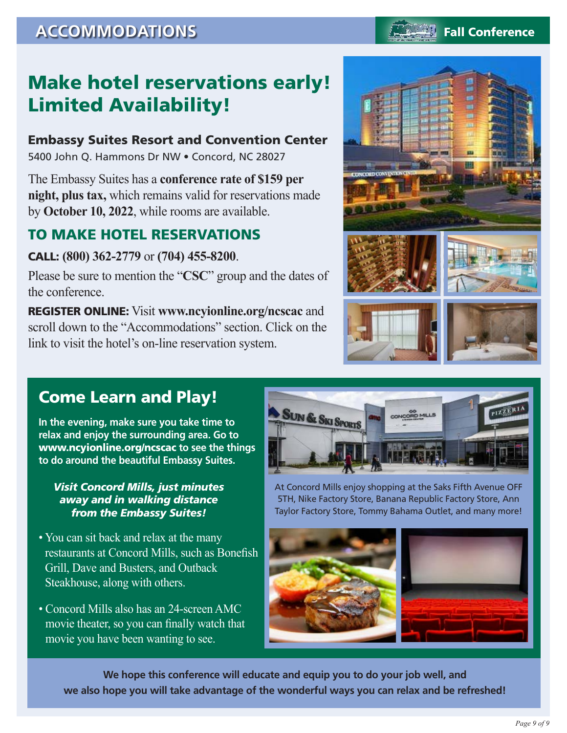# ACCOMMODATIONS

## Make hotel reservations early! Limited Availability!

### Embassy Suites Resort and Convention Center

5400 John Q. Hammons Dr NW • Concord, NC 28027

The Embassy Suites has a **conference rate of $159 per night, plus tax,** which remains valid for reservations made by **October 10, 2022**, while rooms are available.

### TO MAKE HOTEL RESERVATIONS

**CALL: (800) 362-2779** or **(704) 455-8200**.

Please be sure to mention the "**CSC**" group and the dates of the conference.

**REGISTER ONLINE:** Visit **www.ncyionline.org/ncscac** and scroll down to the "Accommodations" section. Click on the link to visit the hotel's on-line reservation system.

## Come Learn and Play!

**In the evening, make sure you take time to relax and enjoy the surrounding area. Go to www.ncyionline.org/ncscac to see the things to do around the beautiful Embassy Suites.**

***Visit Concord Mills, just minutes away and in walking distance from the Embassy Suites!***

- You can sit back and relax at the many restaurants at Concord Mills, such as Bonefish Grill, Dave and Busters, and Outback Steakhouse, along with others.
- Concord Mills also has an 24-screen AMC movie theater, so you can finally watch that movie you have been wanting to see.

At Concord Mills enjoy shopping at the Saks Fifth Avenue OFF 5TH, Nike Factory Store, Banana Republic Factory Store, Ann Taylor Factory Store, Tommy Bahama Outlet, and many more!

**We hope this conference will educate and equip you to do your job well, and we also hope you will take advantage of the wonderful ways you can relax and be refreshed!**